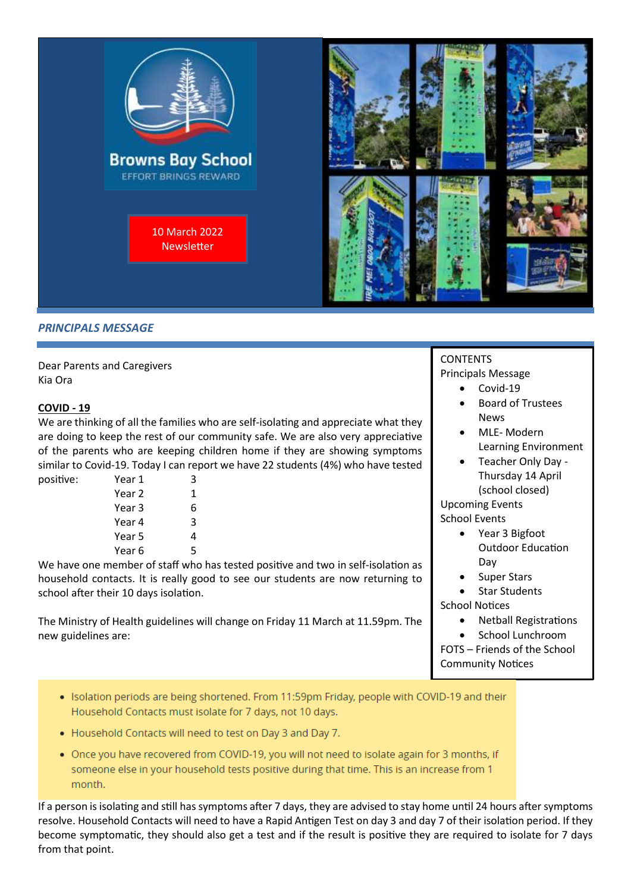Browns Bay School

EFFORT BRINGS REWARD

10 March 2022 Newsletter

## *PRINCIPALS MESSAGE*

Dear Parents and Caregivers
Kia Ora

**COVID - 19**

We are thinking of all the families who are self-isolating and appreciate what they are doing to keep the rest of our community safe. We are also very appreciative of the parents who are keeping children home if they are showing symptoms similar to Covid-19. Today I can report we have 22 students (4%) who have tested positive:

| | |
|---|---|
| Year 1 | 3 |
| Year 2 | 1 |
| Year 3 | 6 |
| Year 4 | 3 |
| Year 5 | 4 |
| Year 6 | 5 |

We have one member of staff who has tested positive and two in self-isolation as household contacts. It is really good to see our students are now returning to school after their 10 days isolation.

The Ministry of Health guidelines will change on Friday 11 March at 11.59pm. The new guidelines are:

- Isolation periods are being shortened. From 11:59pm Friday, people with COVID-19 and their Household Contacts must isolate for 7 days, not 10 days.
- Household Contacts will need to test on Day 3 and Day 7.
- Once you have recovered from COVID-19, you will not need to isolate again for 3 months, if someone else in your household tests positive during that time. This is an increase from 1 month.

If a person is isolating and still has symptoms after 7 days, they are advised to stay home until 24 hours after symptoms resolve. Household Contacts will need to have a Rapid Antigen Test on day 3 and day 7 of their isolation period. If they become symptomatic, they should also get a test and if the result is positive they are required to isolate for 7 days from that point.

CONTENTS

Principals Message
- Covid-19
- Board of Trustees News
- MLE- Modern Learning Environment
- Teacher Only Day - Thursday 14 April (school closed)

Upcoming Events

School Events
- Year 3 Bigfoot Outdoor Education Day
- Super Stars
- Star Students

School Notices
- Netball Registrations
- School Lunchroom

FOTS – Friends of the School

Community Notices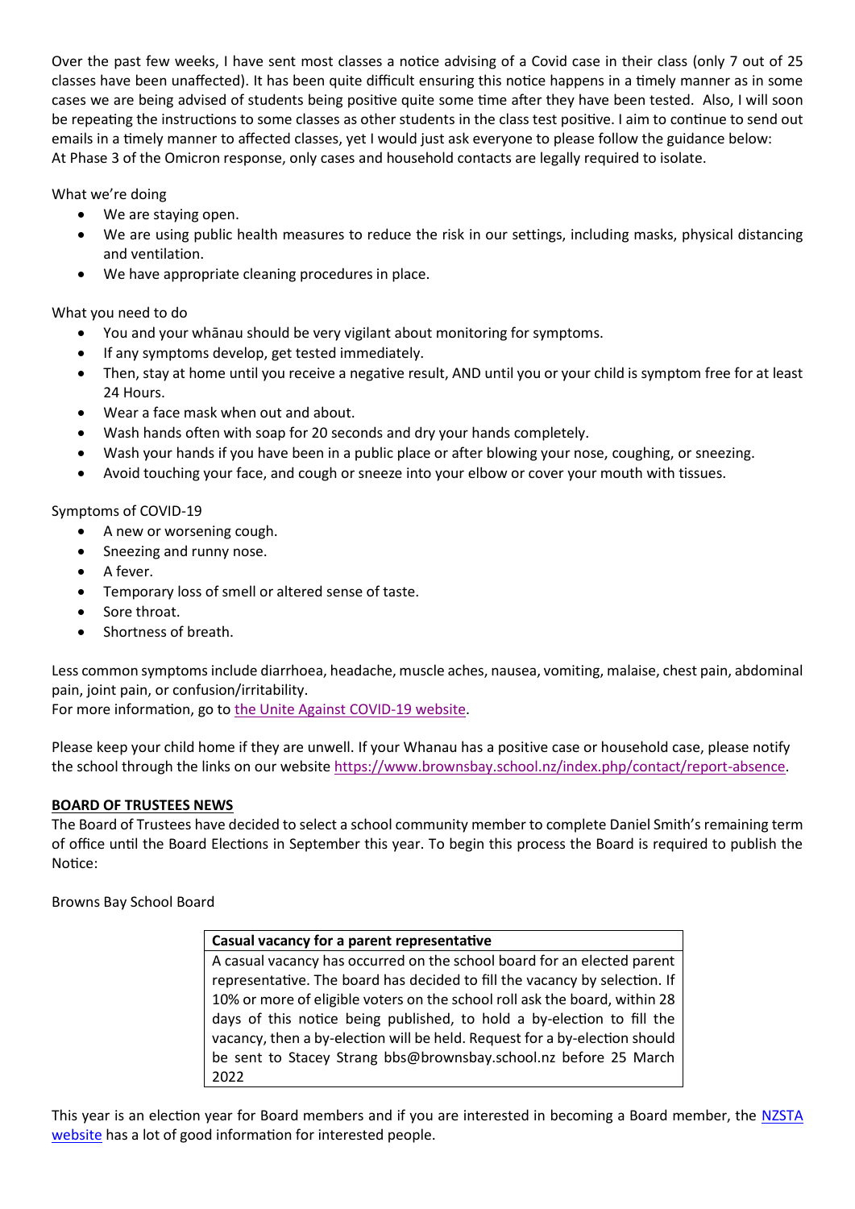Over the past few weeks, I have sent most classes a notice advising of a Covid case in their class (only 7 out of 25 classes have been unaffected). It has been quite difficult ensuring this notice happens in a timely manner as in some cases we are being advised of students being positive quite some time after they have been tested. Also, I will soon be repeating the instructions to some classes as other students in the class test positive. I aim to continue to send out emails in a timely manner to affected classes, yet I would just ask everyone to please follow the guidance below:
At Phase 3 of the Omicron response, only cases and household contacts are legally required to isolate.

What we're doing

- We are staying open.
- We are using public health measures to reduce the risk in our settings, including masks, physical distancing and ventilation.
- We have appropriate cleaning procedures in place.

What you need to do

- You and your whānau should be very vigilant about monitoring for symptoms.
- If any symptoms develop, get tested immediately.
- Then, stay at home until you receive a negative result, AND until you or your child is symptom free for at least 24 Hours.
- Wear a face mask when out and about.
- Wash hands often with soap for 20 seconds and dry your hands completely.
- Wash your hands if you have been in a public place or after blowing your nose, coughing, or sneezing.
- Avoid touching your face, and cough or sneeze into your elbow or cover your mouth with tissues.

Symptoms of COVID-19

- A new or worsening cough.
- Sneezing and runny nose.
- A fever.
- Temporary loss of smell or altered sense of taste.
- Sore throat.
- Shortness of breath.

Less common symptoms include diarrhoea, headache, muscle aches, nausea, vomiting, malaise, chest pain, abdominal pain, joint pain, or confusion/irritability.
For more information, go to the Unite Against COVID-19 website.

Please keep your child home if they are unwell. If your Whanau has a positive case or household case, please notify the school through the links on our website https://www.brownsbay.school.nz/index.php/contact/report-absence.

**BOARD OF TRUSTEES NEWS**

The Board of Trustees have decided to select a school community member to complete Daniel Smith's remaining term of office until the Board Elections in September this year. To begin this process the Board is required to publish the Notice:

Browns Bay School Board

| **Casual vacancy for a parent representative** |
| --- |
| A casual vacancy has occurred on the school board for an elected parent representative. The board has decided to fill the vacancy by selection. If 10% or more of eligible voters on the school roll ask the board, within 28 days of this notice being published, to hold a by-election to fill the vacancy, then a by-election will be held. Request for a by-election should be sent to Stacey Strang bbs@brownsbay.school.nz before 25 March 2022 |

This year is an election year for Board members and if you are interested in becoming a Board member, the NZSTA website has a lot of good information for interested people.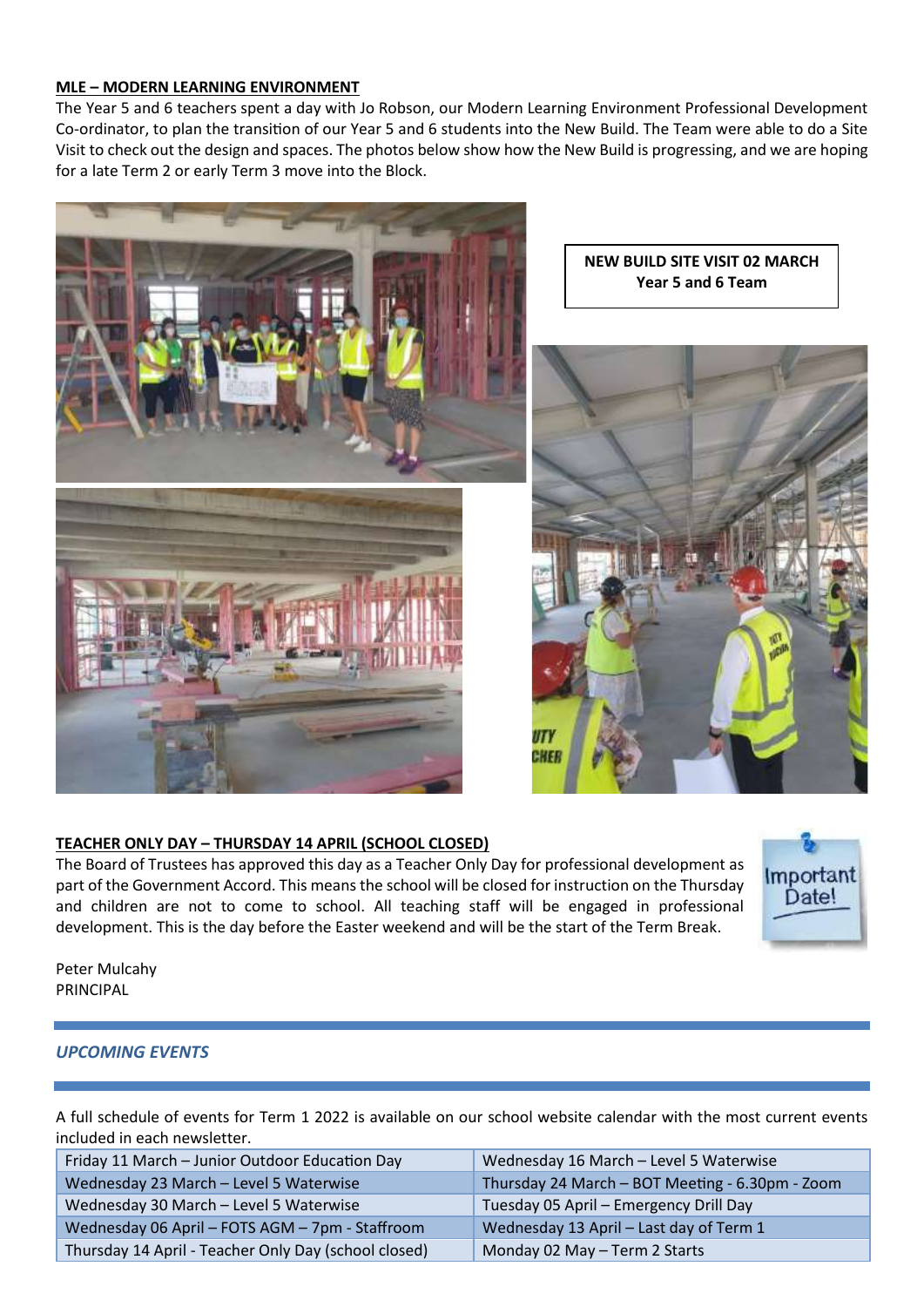**MLE – MODERN LEARNING ENVIRONMENT**

The Year 5 and 6 teachers spent a day with Jo Robson, our Modern Learning Environment Professional Development Co-ordinator, to plan the transition of our Year 5 and 6 students into the New Build. The Team were able to do a Site Visit to check out the design and spaces. The photos below show how the New Build is progressing, and we are hoping for a late Term 2 or early Term 3 move into the Block.

**NEW BUILD SITE VISIT 02 MARCH**
**Year 5 and 6 Team**

**TEACHER ONLY DAY – THURSDAY 14 APRIL (SCHOOL CLOSED)**

The Board of Trustees has approved this day as a Teacher Only Day for professional development as part of the Government Accord. This means the school will be closed for instruction on the Thursday and children are not to come to school. All teaching staff will be engaged in professional development. This is the day before the Easter weekend and will be the start of the Term Break.

Important Date!

Peter Mulcahy
PRINCIPAL

## *UPCOMING EVENTS*

A full schedule of events for Term 1 2022 is available on our school website calendar with the most current events included in each newsletter.

| | |
|---|---|
| Friday 11 March – Junior Outdoor Education Day | Wednesday 16 March – Level 5 Waterwise |
| Wednesday 23 March – Level 5 Waterwise | Thursday 24 March – BOT Meeting - 6.30pm - Zoom |
| Wednesday 30 March – Level 5 Waterwise | Tuesday 05 April – Emergency Drill Day |
| Wednesday 06 April – FOTS AGM – 7pm - Staffroom | Wednesday 13 April – Last day of Term 1 |
| Thursday 14 April - Teacher Only Day (school closed) | Monday 02 May – Term 2 Starts |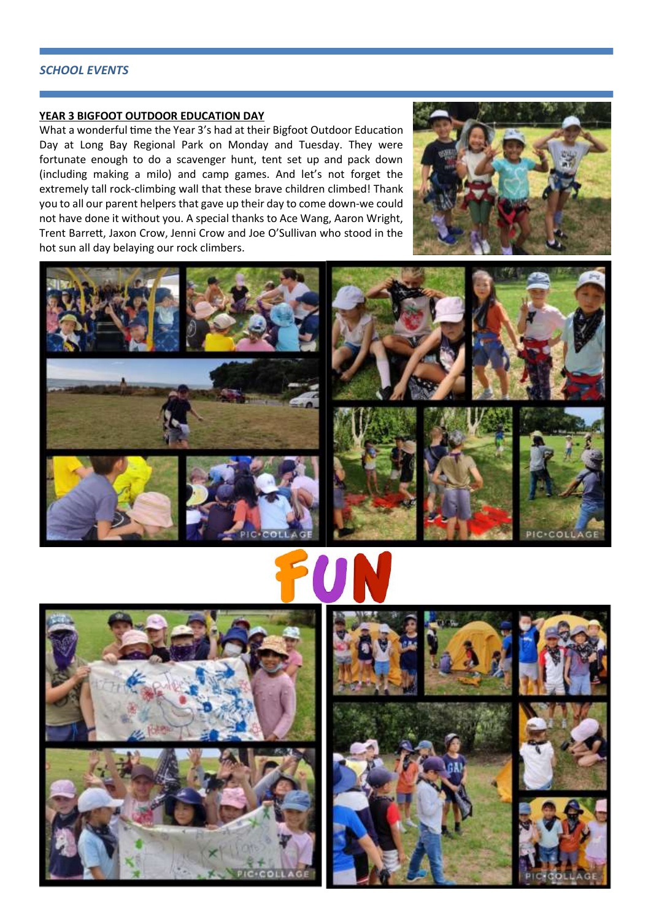*SCHOOL EVENTS*

**YEAR 3 BIGFOOT OUTDOOR EDUCATION DAY**

What a wonderful time the Year 3's had at their Bigfoot Outdoor Education Day at Long Bay Regional Park on Monday and Tuesday. They were fortunate enough to do a scavenger hunt, tent set up and pack down (including making a milo) and camp games. And let's not forget the extremely tall rock-climbing wall that these brave children climbed! Thank you to all our parent helpers that gave up their day to come down-we could not have done it without you. A special thanks to Ace Wang, Aaron Wright, Trent Barrett, Jaxon Crow, Jenni Crow and Joe O'Sullivan who stood in the hot sun all day belaying our rock climbers.

FUN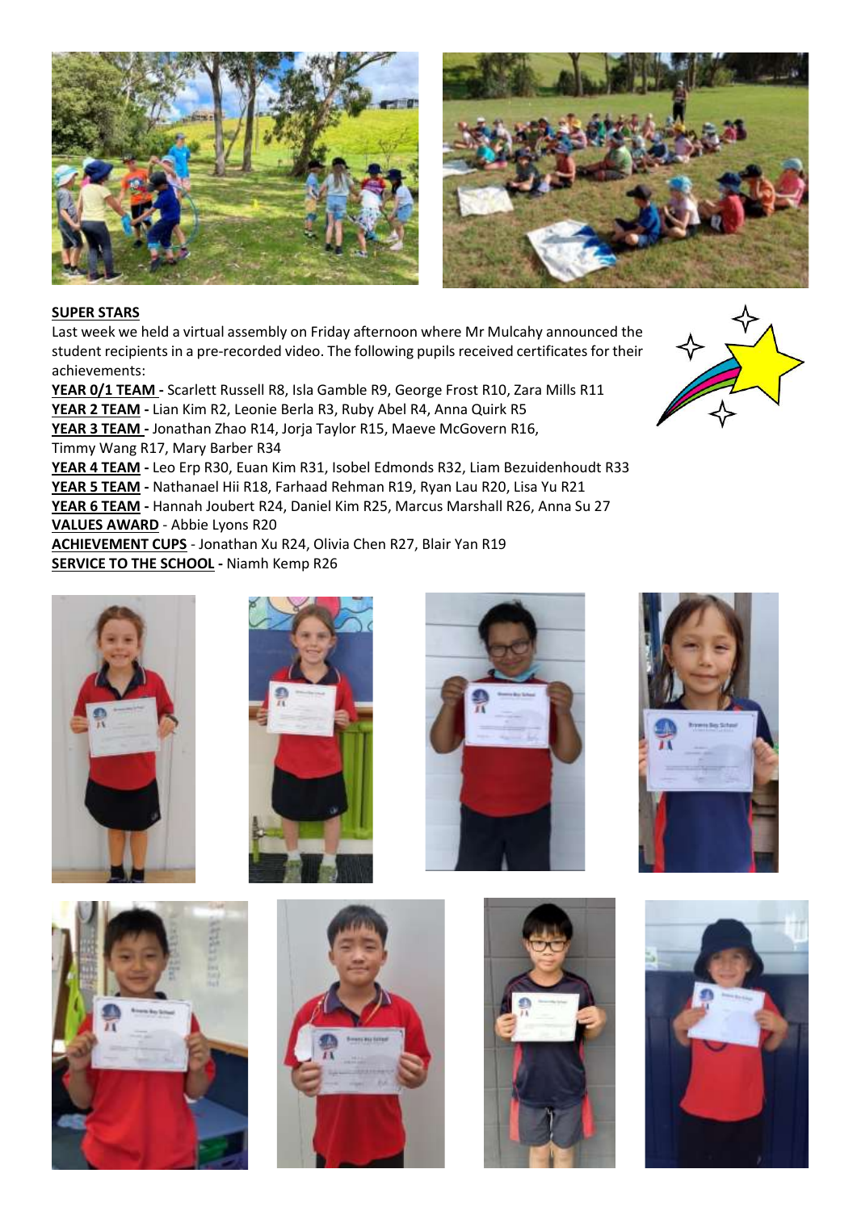## SUPER STARS

Last week we held a virtual assembly on Friday afternoon where Mr Mulcahy announced the student recipients in a pre-recorded video. The following pupils received certificates for their achievements:

**YEAR 0/1 TEAM -** Scarlett Russell R8, Isla Gamble R9, George Frost R10, Zara Mills R11
**YEAR 2 TEAM -** Lian Kim R2, Leonie Berla R3, Ruby Abel R4, Anna Quirk R5
**YEAR 3 TEAM -** Jonathan Zhao R14, Jorja Taylor R15, Maeve McGovern R16, Timmy Wang R17, Mary Barber R34
**YEAR 4 TEAM -** Leo Erp R30, Euan Kim R31, Isobel Edmonds R32, Liam Bezuidenhoudt R33
**YEAR 5 TEAM -** Nathanael Hii R18, Farhaad Rehman R19, Ryan Lau R20, Lisa Yu R21
**YEAR 6 TEAM -** Hannah Joubert R24, Daniel Kim R25, Marcus Marshall R26, Anna Su 27
**VALUES AWARD** - Abbie Lyons R20
**ACHIEVEMENT CUPS** - Jonathan Xu R24, Olivia Chen R27, Blair Yan R19
**SERVICE TO THE SCHOOL -** Niamh Kemp R26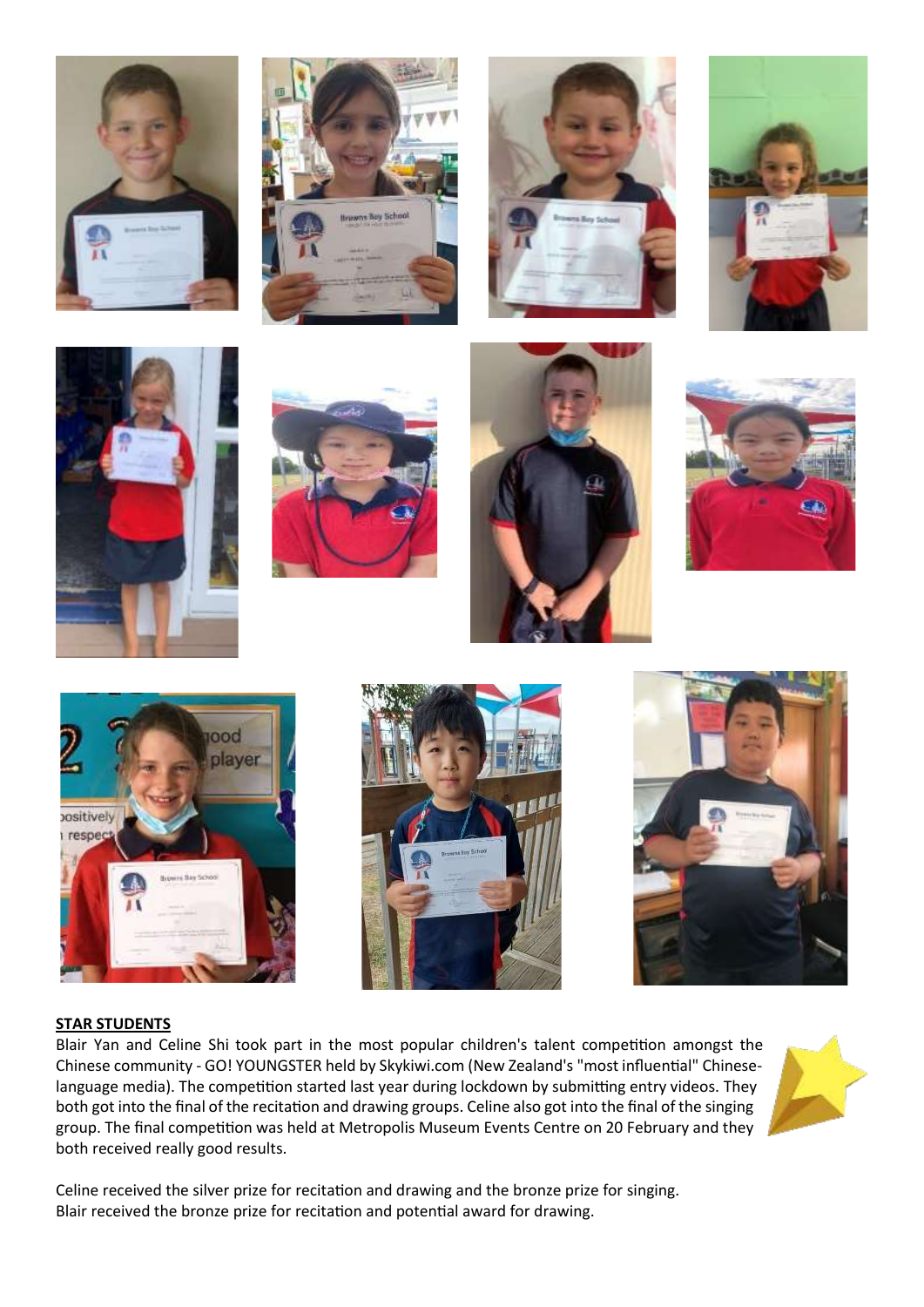## STAR STUDENTS

Blair Yan and Celine Shi took part in the most popular children's talent competition amongst the Chinese community - GO! YOUNGSTER held by Skykiwi.com (New Zealand's "most influential" Chinese-language media). The competition started last year during lockdown by submitting entry videos. They both got into the final of the recitation and drawing groups. Celine also got into the final of the singing group. The final competition was held at Metropolis Museum Events Centre on 20 February and they both received really good results.

Celine received the silver prize for recitation and drawing and the bronze prize for singing.
Blair received the bronze prize for recitation and potential award for drawing.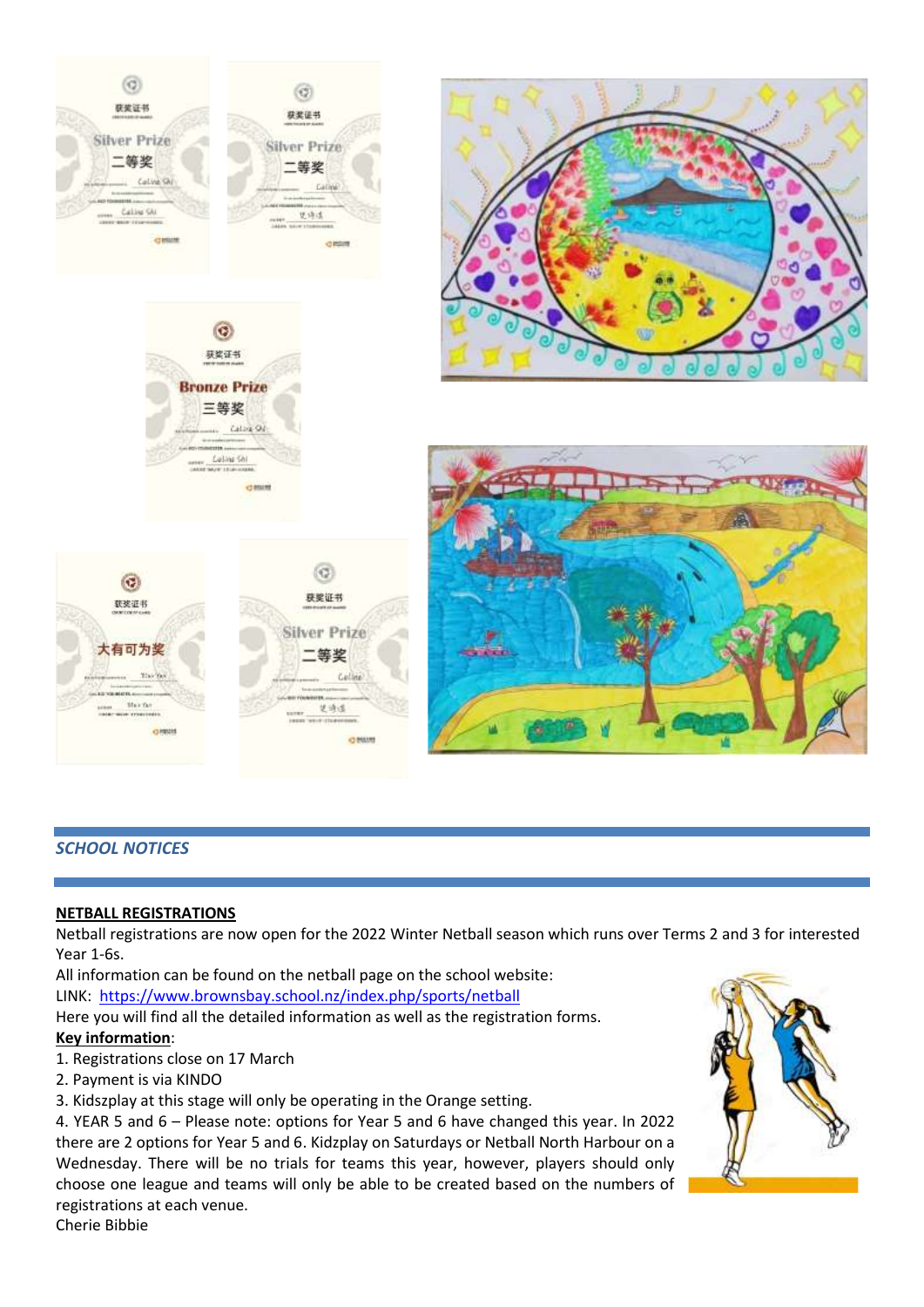## *SCHOOL NOTICES*

**NETBALL REGISTRATIONS**

Netball registrations are now open for the 2022 Winter Netball season which runs over Terms 2 and 3 for interested Year 1-6s.

All information can be found on the netball page on the school website:

LINK: https://www.brownsbay.school.nz/index.php/sports/netball

Here you will find all the detailed information as well as the registration forms.

**Key information**:

1. Registrations close on 17 March
2. Payment is via KINDO
3. Kidszplay at this stage will only be operating in the Orange setting.
4. YEAR 5 and 6 – Please note: options for Year 5 and 6 have changed this year. In 2022 there are 2 options for Year 5 and 6. Kidzplay on Saturdays or Netball North Harbour on a Wednesday. There will be no trials for teams this year, however, players should only choose one league and teams will only be able to be created based on the numbers of registrations at each venue.

Cherie Bibbie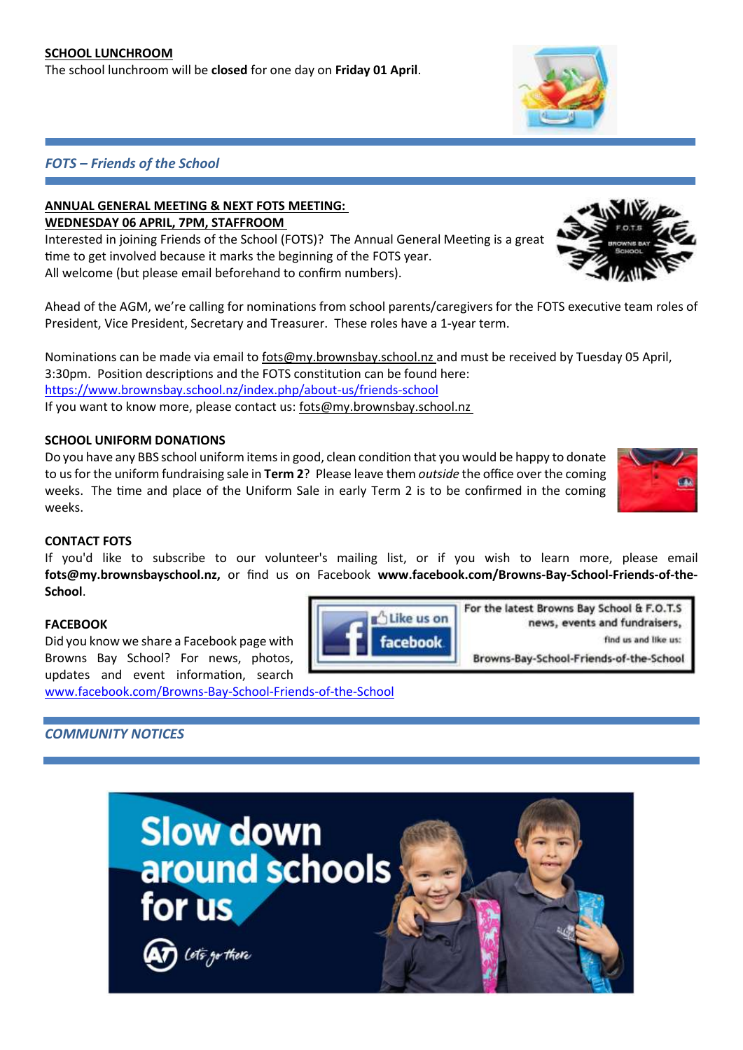**SCHOOL LUNCHROOM**

The school lunchroom will be **closed** for one day on **Friday 01 April**.

## *FOTS – Friends of the School*

**ANNUAL GENERAL MEETING & NEXT FOTS MEETING:**
**WEDNESDAY 06 APRIL, 7PM, STAFFROOM**

Interested in joining Friends of the School (FOTS)? The Annual General Meeting is a great time to get involved because it marks the beginning of the FOTS year.
All welcome (but please email beforehand to confirm numbers).

Ahead of the AGM, we're calling for nominations from school parents/caregivers for the FOTS executive team roles of President, Vice President, Secretary and Treasurer. These roles have a 1-year term.

Nominations can be made via email to fots@my.brownsbay.school.nz and must be received by Tuesday 05 April, 3:30pm. Position descriptions and the FOTS constitution can be found here:
https://www.brownsbay.school.nz/index.php/about-us/friends-school
If you want to know more, please contact us: fots@my.brownsbay.school.nz

**SCHOOL UNIFORM DONATIONS**

Do you have any BBS school uniform items in good, clean condition that you would be happy to donate to us for the uniform fundraising sale in **Term 2**? Please leave them *outside* the office over the coming weeks. The time and place of the Uniform Sale in early Term 2 is to be confirmed in the coming weeks.

**CONTACT FOTS**

If you'd like to subscribe to our volunteer's mailing list, or if you wish to learn more, please email **fots@my.brownsbayschool.nz,** or find us on Facebook **www.facebook.com/Browns-Bay-School-Friends-of-the-School**.

**FACEBOOK**

Did you know we share a Facebook page with Browns Bay School? For news, photos, updates and event information, search www.facebook.com/Browns-Bay-School-Friends-of-the-School

For the latest Browns Bay School & F.O.T.S news, events and fundraisers, find us and like us: Browns-Bay-School-Friends-of-the-School

## *COMMUNITY NOTICES*

Slow down around schools for us

AT Let's go there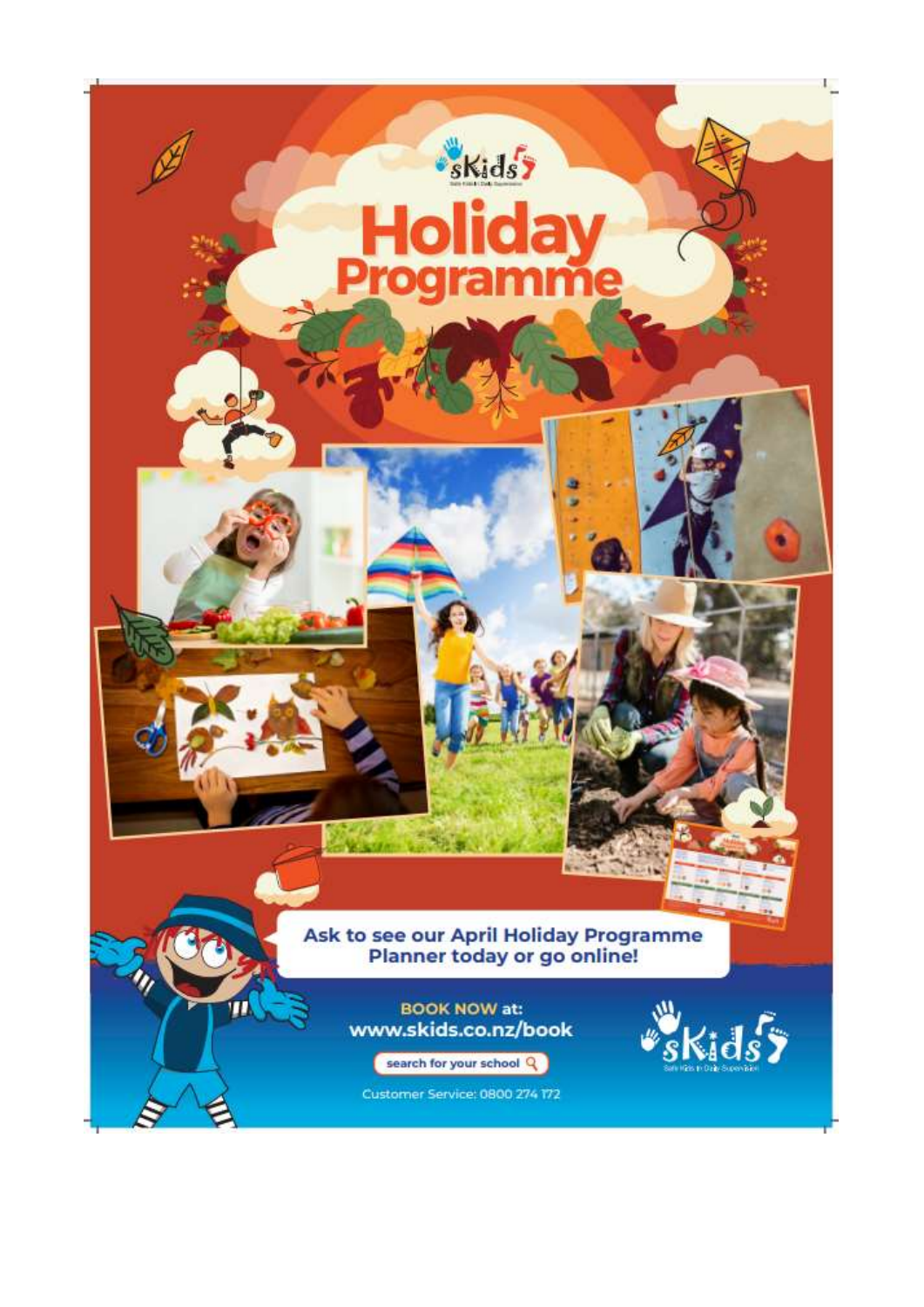# Holiday Programme

Ask to see our April Holiday Programme Planner today or go online!

**BOOK NOW** at:
**www.skids.co.nz/book**

search for your school

Customer Service: 0800 274 172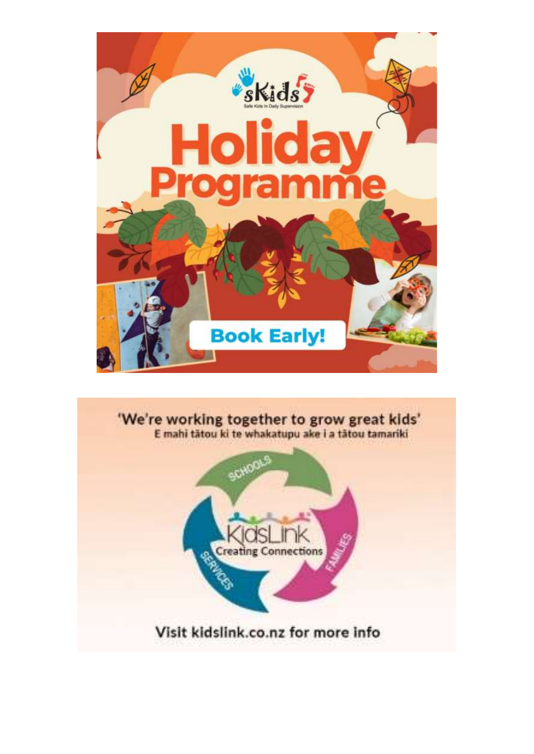sKids

Safe Kids In Daily Supervision

# Holiday Programme

**Book Early!**

'We're working together to grow great kids'

E mahi tātou ki te whakatupu ake i a tātou tamariki

SCHOOLS

FAMILIES

SERVICES

KidsLink

Creating Connections

Visit kidslink.co.nz for more info